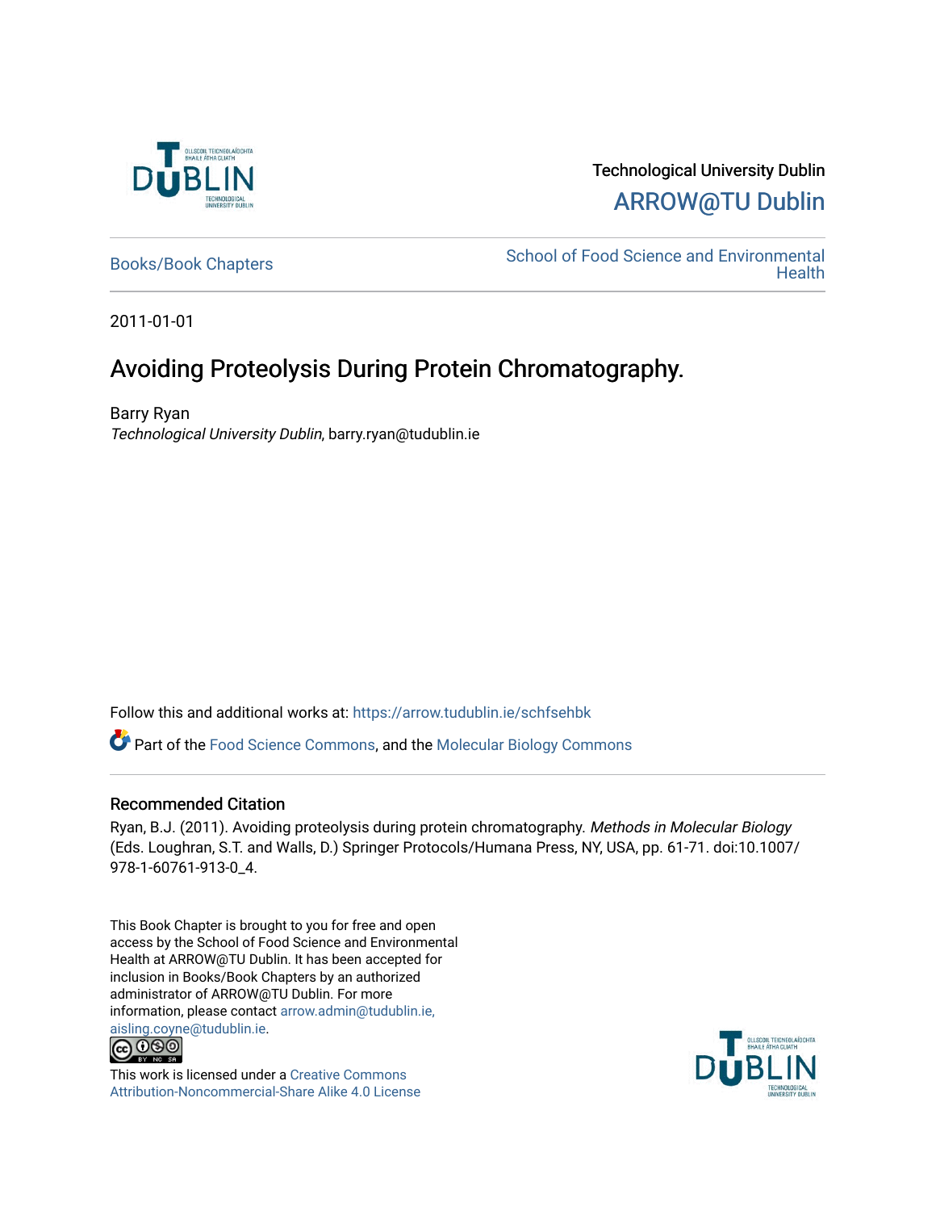Technological University Dublin

ARROW@TU Dublin

Books/Book Chapters

School of Food Science and Environmental Health

2011-01-01

# Avoiding Proteolysis During Protein Chromatography.

Barry Ryan

*Technological University Dublin*, barry.ryan@tudublin.ie

Follow this and additional works at: https://arrow.tudublin.ie/schfsehbk

Part of the Food Science Commons, and the Molecular Biology Commons

## Recommended Citation

Ryan, B.J. (2011). Avoiding proteolysis during protein chromatography. *Methods in Molecular Biology* (Eds. Loughran, S.T. and Walls, D.) Springer Protocols/Humana Press, NY, USA, pp. 61-71. doi:10.1007/978-1-60761-913-0_4.

This Book Chapter is brought to you for free and open access by the School of Food Science and Environmental Health at ARROW@TU Dublin. It has been accepted for inclusion in Books/Book Chapters by an authorized administrator of ARROW@TU Dublin. For more information, please contact arrow.admin@tudublin.ie, aisling.coyne@tudublin.ie.

This work is licensed under a Creative Commons Attribution-Noncommercial-Share Alike 4.0 License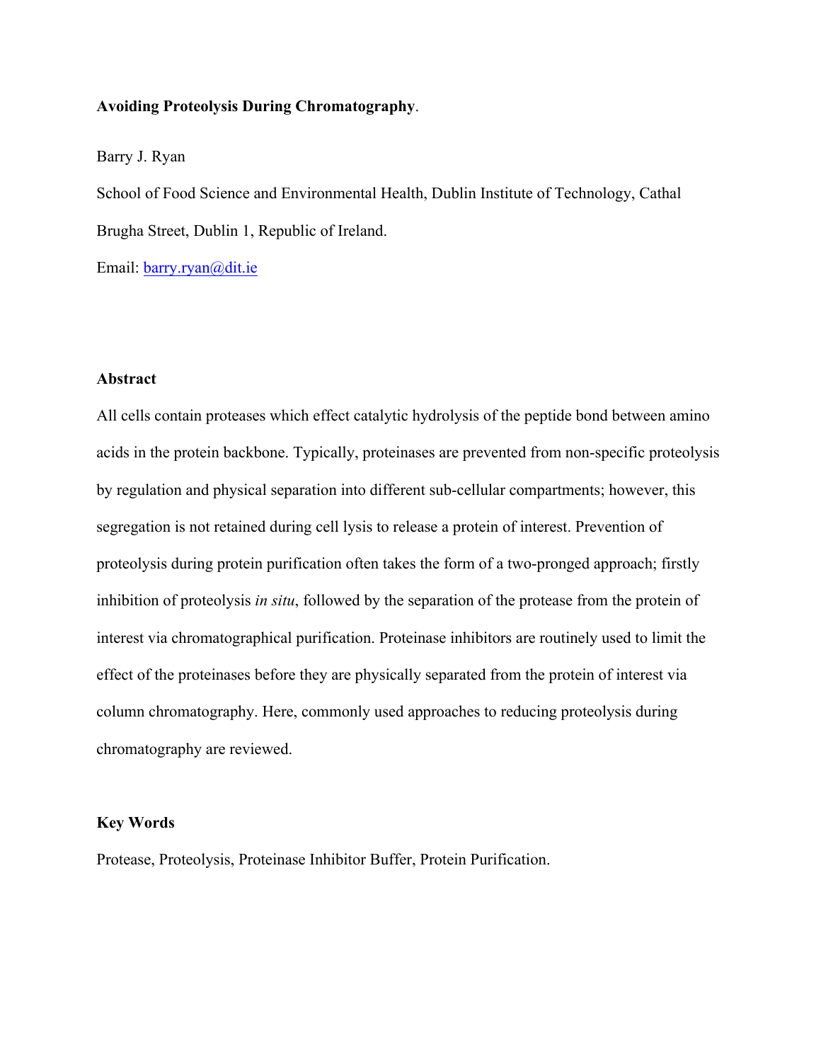**Avoiding Proteolysis During Chromatography**.

Barry J. Ryan

School of Food Science and Environmental Health, Dublin Institute of Technology, Cathal Brugha Street, Dublin 1, Republic of Ireland.

Email: barry.ryan@dit.ie

**Abstract**

All cells contain proteases which effect catalytic hydrolysis of the peptide bond between amino acids in the protein backbone. Typically, proteinases are prevented from non-specific proteolysis by regulation and physical separation into different sub-cellular compartments; however, this segregation is not retained during cell lysis to release a protein of interest. Prevention of proteolysis during protein purification often takes the form of a two-pronged approach; firstly inhibition of proteolysis *in situ*, followed by the separation of the protease from the protein of interest via chromatographical purification. Proteinase inhibitors are routinely used to limit the effect of the proteinases before they are physically separated from the protein of interest via column chromatography. Here, commonly used approaches to reducing proteolysis during chromatography are reviewed.

**Key Words**

Protease, Proteolysis, Proteinase Inhibitor Buffer, Protein Purification.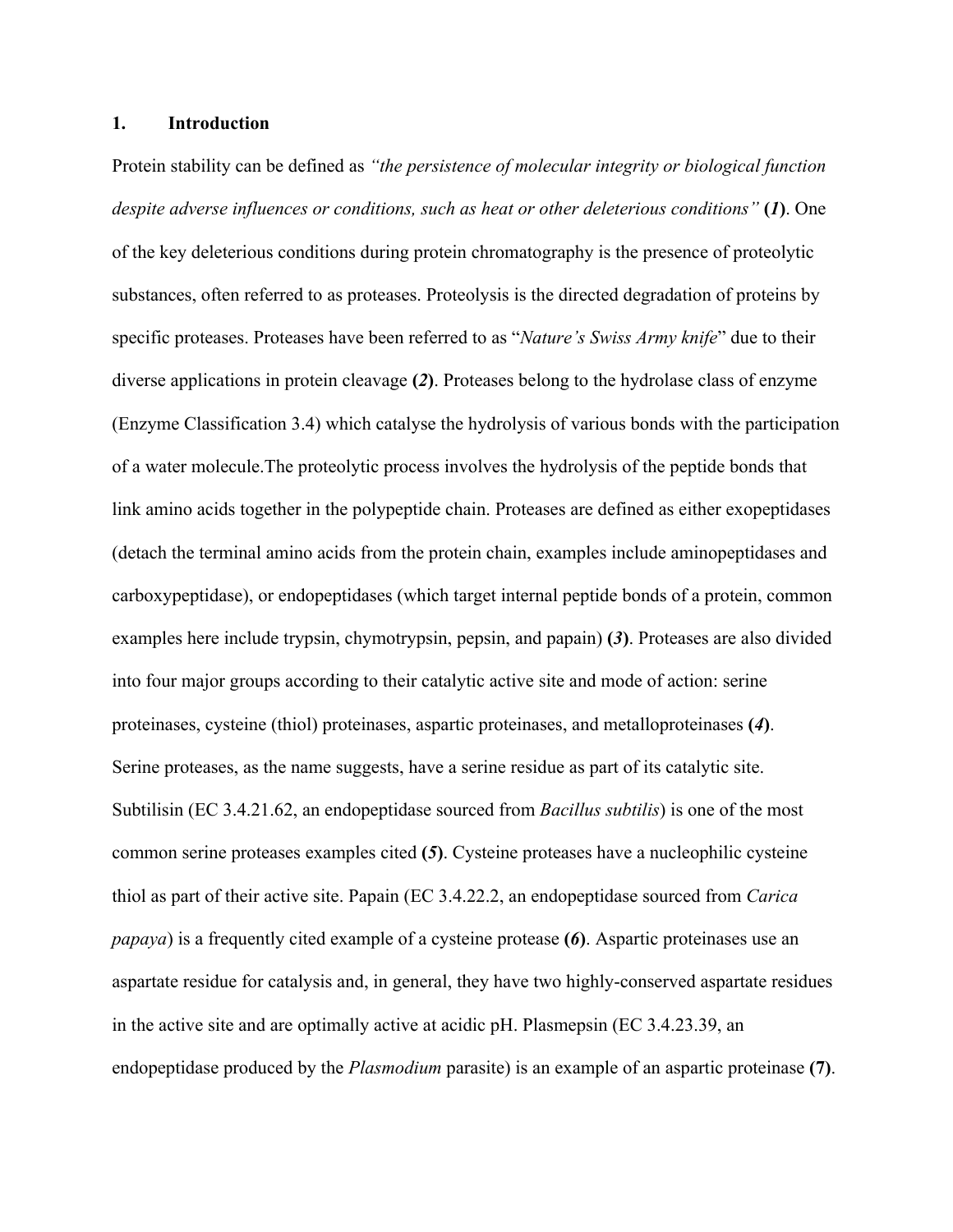## 1. Introduction

Protein stability can be defined as *"the persistence of molecular integrity or biological function despite adverse influences or conditions, such as heat or other deleterious conditions"* **(*1*)**. One of the key deleterious conditions during protein chromatography is the presence of proteolytic substances, often referred to as proteases. Proteolysis is the directed degradation of proteins by specific proteases. Proteases have been referred to as "*Nature's Swiss Army knife*" due to their diverse applications in protein cleavage **(*2*)**. Proteases belong to the hydrolase class of enzyme (Enzyme Classification 3.4) which catalyse the hydrolysis of various bonds with the participation of a water molecule.The proteolytic process involves the hydrolysis of the peptide bonds that link amino acids together in the polypeptide chain. Proteases are defined as either exopeptidases (detach the terminal amino acids from the protein chain, examples include aminopeptidases and carboxypeptidase), or endopeptidases (which target internal peptide bonds of a protein, common examples here include trypsin, chymotrypsin, pepsin, and papain) **(*3*)**. Proteases are also divided into four major groups according to their catalytic active site and mode of action: serine proteinases, cysteine (thiol) proteinases, aspartic proteinases, and metalloproteinases **(*4*)**. Serine proteases, as the name suggests, have a serine residue as part of its catalytic site. Subtilisin (EC 3.4.21.62, an endopeptidase sourced from *Bacillus subtilis*) is one of the most common serine proteases examples cited **(*5*)**. Cysteine proteases have a nucleophilic cysteine thiol as part of their active site. Papain (EC 3.4.22.2, an endopeptidase sourced from *Carica papaya*) is a frequently cited example of a cysteine protease **(*6*)**. Aspartic proteinases use an aspartate residue for catalysis and, in general, they have two highly-conserved aspartate residues in the active site and are optimally active at acidic pH. Plasmepsin (EC 3.4.23.39, an endopeptidase produced by the *Plasmodium* parasite) is an example of an aspartic proteinase **(7)**.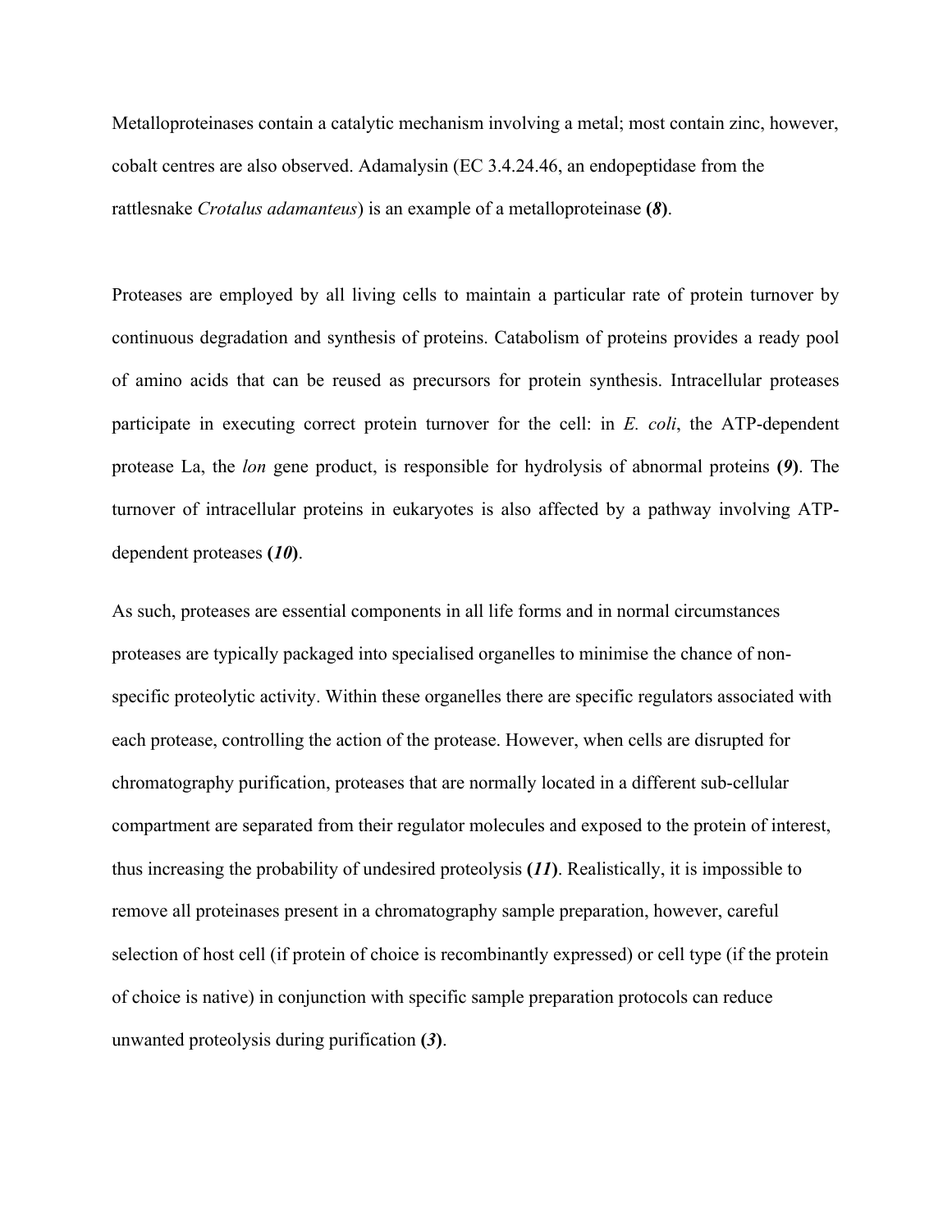Metalloproteinases contain a catalytic mechanism involving a metal; most contain zinc, however, cobalt centres are also observed. Adamalysin (EC 3.4.24.46, an endopeptidase from the rattlesnake *Crotalus adamanteus*) is an example of a metalloproteinase **(*8*)**.

Proteases are employed by all living cells to maintain a particular rate of protein turnover by continuous degradation and synthesis of proteins. Catabolism of proteins provides a ready pool of amino acids that can be reused as precursors for protein synthesis. Intracellular proteases participate in executing correct protein turnover for the cell: in *E. coli*, the ATP-dependent protease La, the *lon* gene product, is responsible for hydrolysis of abnormal proteins **(*9*)**. The turnover of intracellular proteins in eukaryotes is also affected by a pathway involving ATP-dependent proteases **(*10*)**.

As such, proteases are essential components in all life forms and in normal circumstances proteases are typically packaged into specialised organelles to minimise the chance of non-specific proteolytic activity. Within these organelles there are specific regulators associated with each protease, controlling the action of the protease. However, when cells are disrupted for chromatography purification, proteases that are normally located in a different sub-cellular compartment are separated from their regulator molecules and exposed to the protein of interest, thus increasing the probability of undesired proteolysis **(*11*)**. Realistically, it is impossible to remove all proteinases present in a chromatography sample preparation, however, careful selection of host cell (if protein of choice is recombinantly expressed) or cell type (if the protein of choice is native) in conjunction with specific sample preparation protocols can reduce unwanted proteolysis during purification **(*3*)**.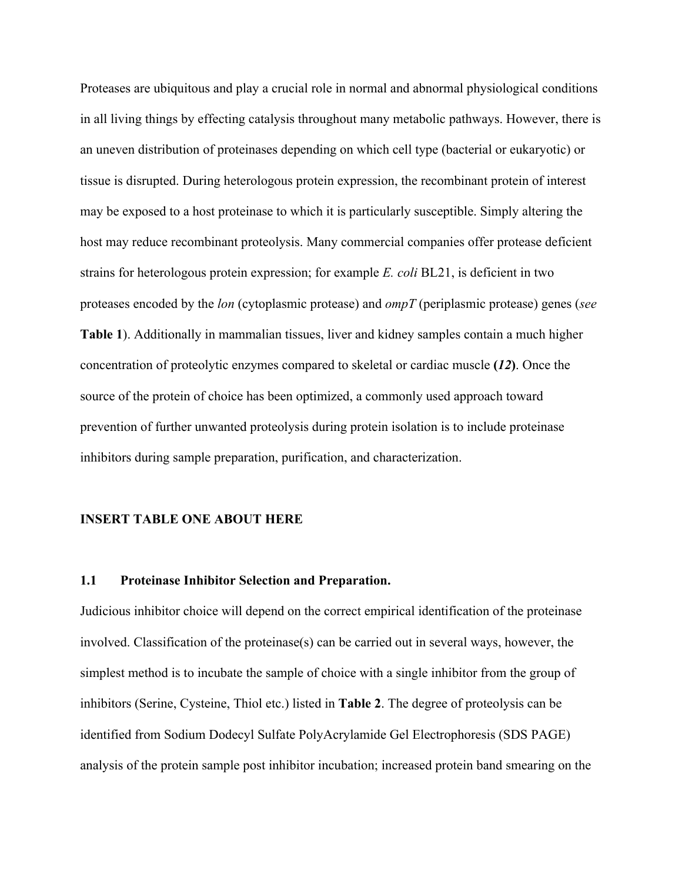Proteases are ubiquitous and play a crucial role in normal and abnormal physiological conditions in all living things by effecting catalysis throughout many metabolic pathways. However, there is an uneven distribution of proteinases depending on which cell type (bacterial or eukaryotic) or tissue is disrupted. During heterologous protein expression, the recombinant protein of interest may be exposed to a host proteinase to which it is particularly susceptible. Simply altering the host may reduce recombinant proteolysis. Many commercial companies offer protease deficient strains for heterologous protein expression; for example *E. coli* BL21, is deficient in two proteases encoded by the *lon* (cytoplasmic protease) and *ompT* (periplasmic protease) genes (*see* **Table 1**). Additionally in mammalian tissues, liver and kidney samples contain a much higher concentration of proteolytic enzymes compared to skeletal or cardiac muscle **(*12*)**. Once the source of the protein of choice has been optimized, a commonly used approach toward prevention of further unwanted proteolysis during protein isolation is to include proteinase inhibitors during sample preparation, purification, and characterization.

**INSERT TABLE ONE ABOUT HERE**

### 1.1 Proteinase Inhibitor Selection and Preparation.

Judicious inhibitor choice will depend on the correct empirical identification of the proteinase involved. Classification of the proteinase(s) can be carried out in several ways, however, the simplest method is to incubate the sample of choice with a single inhibitor from the group of inhibitors (Serine, Cysteine, Thiol etc.) listed in **Table 2**. The degree of proteolysis can be identified from Sodium Dodecyl Sulfate PolyAcrylamide Gel Electrophoresis (SDS PAGE) analysis of the protein sample post inhibitor incubation; increased protein band smearing on the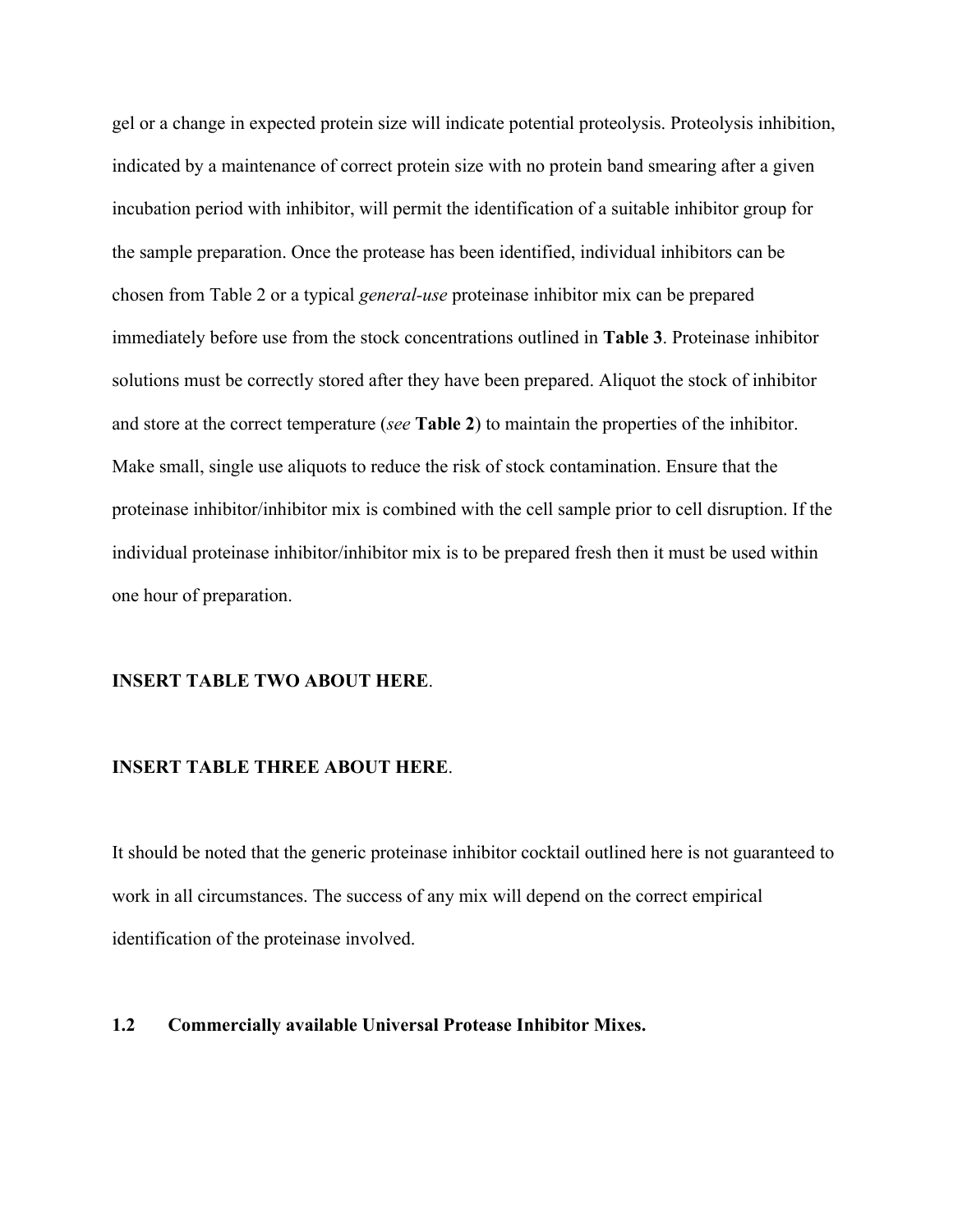gel or a change in expected protein size will indicate potential proteolysis. Proteolysis inhibition, indicated by a maintenance of correct protein size with no protein band smearing after a given incubation period with inhibitor, will permit the identification of a suitable inhibitor group for the sample preparation. Once the protease has been identified, individual inhibitors can be chosen from Table 2 or a typical *general-use* proteinase inhibitor mix can be prepared immediately before use from the stock concentrations outlined in **Table 3**. Proteinase inhibitor solutions must be correctly stored after they have been prepared. Aliquot the stock of inhibitor and store at the correct temperature (*see* **Table 2**) to maintain the properties of the inhibitor. Make small, single use aliquots to reduce the risk of stock contamination. Ensure that the proteinase inhibitor/inhibitor mix is combined with the cell sample prior to cell disruption. If the individual proteinase inhibitor/inhibitor mix is to be prepared fresh then it must be used within one hour of preparation.

**INSERT TABLE TWO ABOUT HERE**.

**INSERT TABLE THREE ABOUT HERE**.

It should be noted that the generic proteinase inhibitor cocktail outlined here is not guaranteed to work in all circumstances. The success of any mix will depend on the correct empirical identification of the proteinase involved.

### 1.2 Commercially available Universal Protease Inhibitor Mixes.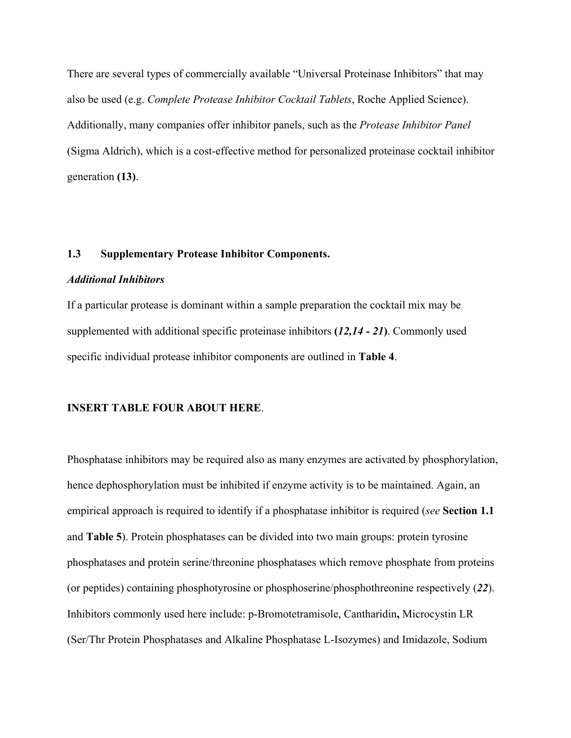There are several types of commercially available "Universal Proteinase Inhibitors" that may also be used (e.g. *Complete Protease Inhibitor Cocktail Tablets*, Roche Applied Science). Additionally, many companies offer inhibitor panels, such as the *Protease Inhibitor Panel* (Sigma Aldrich), which is a cost-effective method for personalized proteinase cocktail inhibitor generation **(13)**.

### 1.3 Supplementary Protease Inhibitor Components.

***Additional Inhibitors***

If a particular protease is dominant within a sample preparation the cocktail mix may be supplemented with additional specific proteinase inhibitors **(*12,14 - 21*)**. Commonly used specific individual protease inhibitor components are outlined in **Table 4**.

**INSERT TABLE FOUR ABOUT HERE**.

Phosphatase inhibitors may be required also as many enzymes are activated by phosphorylation, hence dephosphorylation must be inhibited if enzyme activity is to be maintained. Again, an empirical approach is required to identify if a phosphatase inhibitor is required (*see* **Section 1.1** and **Table 5**). Protein phosphatases can be divided into two main groups: protein tyrosine phosphatases and protein serine/threonine phosphatases which remove phosphate from proteins (or peptides) containing phosphotyrosine or phosphoserine/phosphothreonine respectively (***22***). Inhibitors commonly used here include: p-Bromotetramisole, Cantharidin**,** Microcystin LR (Ser/Thr Protein Phosphatases and Alkaline Phosphatase L-Isozymes) and Imidazole, Sodium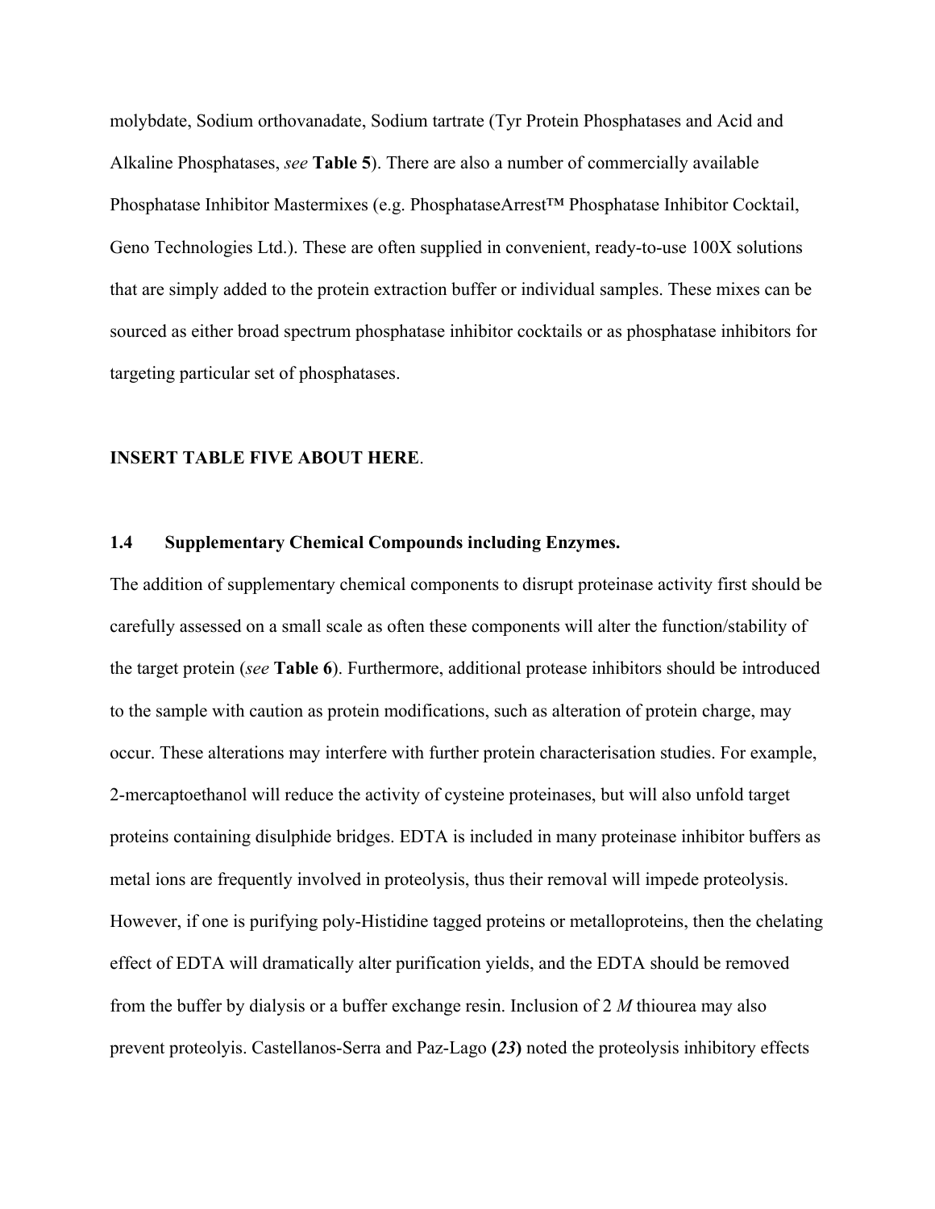molybdate, Sodium orthovanadate, Sodium tartrate (Tyr Protein Phosphatases and Acid and Alkaline Phosphatases, *see* **Table 5**). There are also a number of commercially available Phosphatase Inhibitor Mastermixes (e.g. PhosphataseArrest™ Phosphatase Inhibitor Cocktail, Geno Technologies Ltd.). These are often supplied in convenient, ready-to-use 100X solutions that are simply added to the protein extraction buffer or individual samples. These mixes can be sourced as either broad spectrum phosphatase inhibitor cocktails or as phosphatase inhibitors for targeting particular set of phosphatases.

**INSERT TABLE FIVE ABOUT HERE**.

### 1.4 Supplementary Chemical Compounds including Enzymes.

The addition of supplementary chemical components to disrupt proteinase activity first should be carefully assessed on a small scale as often these components will alter the function/stability of the target protein (*see* **Table 6**). Furthermore, additional protease inhibitors should be introduced to the sample with caution as protein modifications, such as alteration of protein charge, may occur. These alterations may interfere with further protein characterisation studies. For example, 2-mercaptoethanol will reduce the activity of cysteine proteinases, but will also unfold target proteins containing disulphide bridges. EDTA is included in many proteinase inhibitor buffers as metal ions are frequently involved in proteolysis, thus their removal will impede proteolysis. However, if one is purifying poly-Histidine tagged proteins or metalloproteins, then the chelating effect of EDTA will dramatically alter purification yields, and the EDTA should be removed from the buffer by dialysis or a buffer exchange resin. Inclusion of 2 *M* thiourea may also prevent proteolyis. Castellanos-Serra and Paz-Lago **(*23*)** noted the proteolysis inhibitory effects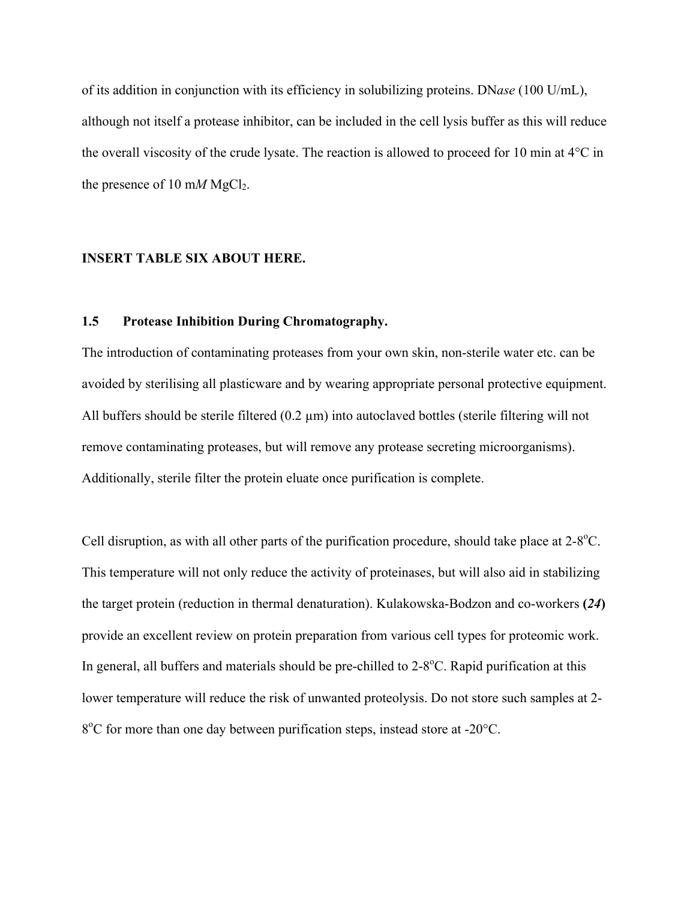of its addition in conjunction with its efficiency in solubilizing proteins. DN*ase* (100 U/mL), although not itself a protease inhibitor, can be included in the cell lysis buffer as this will reduce the overall viscosity of the crude lysate. The reaction is allowed to proceed for 10 min at 4°C in the presence of 10 m*M* $MgCl_2$.

**INSERT TABLE SIX ABOUT HERE.**

### 1.5 Protease Inhibition During Chromatography.

The introduction of contaminating proteases from your own skin, non-sterile water etc. can be avoided by sterilising all plasticware and by wearing appropriate personal protective equipment. All buffers should be sterile filtered (0.2 μm) into autoclaved bottles (sterile filtering will not remove contaminating proteases, but will remove any protease secreting microorganisms). Additionally, sterile filter the protein eluate once purification is complete.

Cell disruption, as with all other parts of the purification procedure, should take place at 2-8°C. This temperature will not only reduce the activity of proteinases, but will also aid in stabilizing the target protein (reduction in thermal denaturation). Kulakowska-Bodzon and co-workers **(*24*)** provide an excellent review on protein preparation from various cell types for proteomic work. In general, all buffers and materials should be pre-chilled to 2-8°C. Rapid purification at this lower temperature will reduce the risk of unwanted proteolysis. Do not store such samples at 2-8°C for more than one day between purification steps, instead store at -20°C.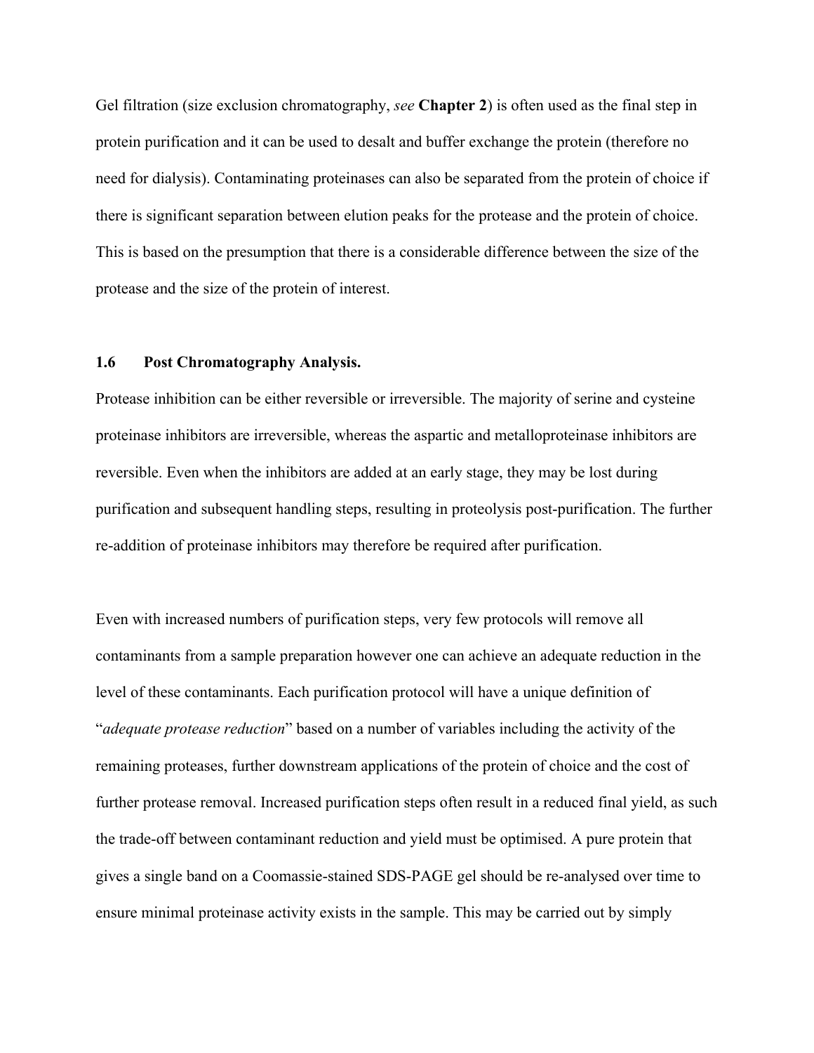Gel filtration (size exclusion chromatography, *see* **Chapter 2**) is often used as the final step in protein purification and it can be used to desalt and buffer exchange the protein (therefore no need for dialysis). Contaminating proteinases can also be separated from the protein of choice if there is significant separation between elution peaks for the protease and the protein of choice. This is based on the presumption that there is a considerable difference between the size of the protease and the size of the protein of interest.

### 1.6 Post Chromatography Analysis.

Protease inhibition can be either reversible or irreversible. The majority of serine and cysteine proteinase inhibitors are irreversible, whereas the aspartic and metalloproteinase inhibitors are reversible. Even when the inhibitors are added at an early stage, they may be lost during purification and subsequent handling steps, resulting in proteolysis post-purification. The further re-addition of proteinase inhibitors may therefore be required after purification.

Even with increased numbers of purification steps, very few protocols will remove all contaminants from a sample preparation however one can achieve an adequate reduction in the level of these contaminants. Each purification protocol will have a unique definition of "*adequate protease reduction*" based on a number of variables including the activity of the remaining proteases, further downstream applications of the protein of choice and the cost of further protease removal. Increased purification steps often result in a reduced final yield, as such the trade-off between contaminant reduction and yield must be optimised. A pure protein that gives a single band on a Coomassie-stained SDS-PAGE gel should be re-analysed over time to ensure minimal proteinase activity exists in the sample. This may be carried out by simply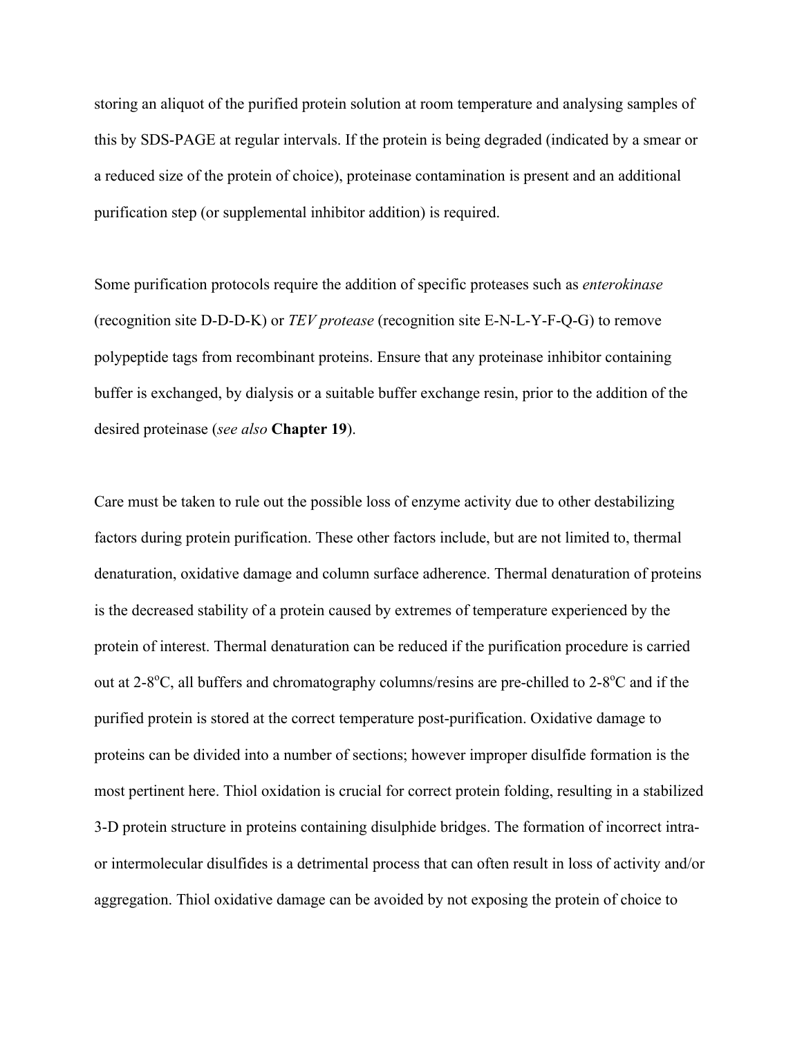storing an aliquot of the purified protein solution at room temperature and analysing samples of this by SDS-PAGE at regular intervals. If the protein is being degraded (indicated by a smear or a reduced size of the protein of choice), proteinase contamination is present and an additional purification step (or supplemental inhibitor addition) is required.

Some purification protocols require the addition of specific proteases such as *enterokinase* (recognition site D-D-D-K) or *TEV protease* (recognition site E-N-L-Y-F-Q-G) to remove polypeptide tags from recombinant proteins. Ensure that any proteinase inhibitor containing buffer is exchanged, by dialysis or a suitable buffer exchange resin, prior to the addition of the desired proteinase (*see also* **Chapter 19**).

Care must be taken to rule out the possible loss of enzyme activity due to other destabilizing factors during protein purification. These other factors include, but are not limited to, thermal denaturation, oxidative damage and column surface adherence. Thermal denaturation of proteins is the decreased stability of a protein caused by extremes of temperature experienced by the protein of interest. Thermal denaturation can be reduced if the purification procedure is carried out at 2-8$^{o}$C, all buffers and chromatography columns/resins are pre-chilled to 2-8$^{o}$C and if the purified protein is stored at the correct temperature post-purification. Oxidative damage to proteins can be divided into a number of sections; however improper disulfide formation is the most pertinent here. Thiol oxidation is crucial for correct protein folding, resulting in a stabilized 3-D protein structure in proteins containing disulphide bridges. The formation of incorrect intra- or intermolecular disulfides is a detrimental process that can often result in loss of activity and/or aggregation. Thiol oxidative damage can be avoided by not exposing the protein of choice to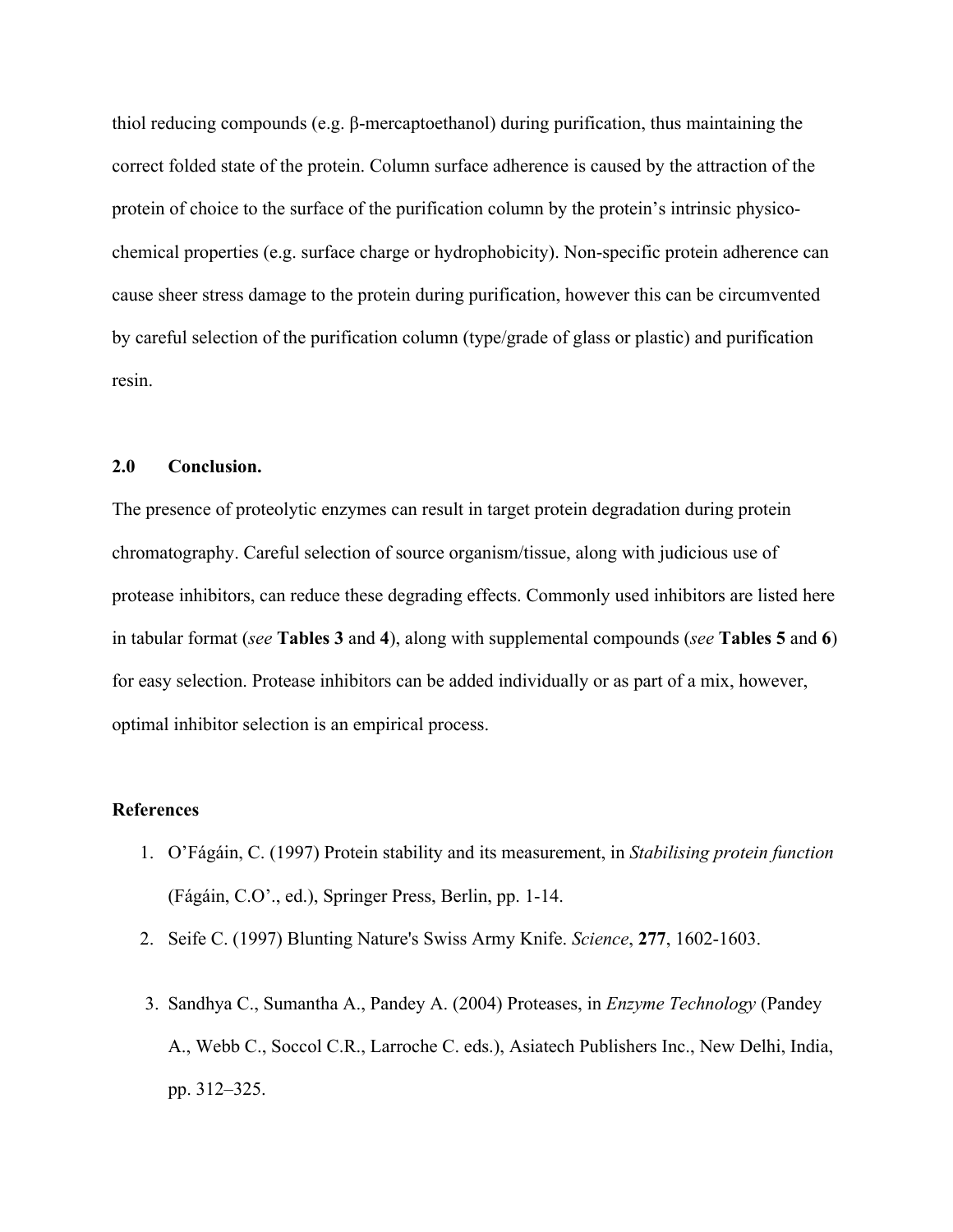thiol reducing compounds (e.g. β-mercaptoethanol) during purification, thus maintaining the correct folded state of the protein. Column surface adherence is caused by the attraction of the protein of choice to the surface of the purification column by the protein's intrinsic physico-chemical properties (e.g. surface charge or hydrophobicity). Non-specific protein adherence can cause sheer stress damage to the protein during purification, however this can be circumvented by careful selection of the purification column (type/grade of glass or plastic) and purification resin.

## 2.0 Conclusion.

The presence of proteolytic enzymes can result in target protein degradation during protein chromatography. Careful selection of source organism/tissue, along with judicious use of protease inhibitors, can reduce these degrading effects. Commonly used inhibitors are listed here in tabular format (*see* **Tables 3** and **4**), along with supplemental compounds (*see* **Tables 5** and **6**) for easy selection. Protease inhibitors can be added individually or as part of a mix, however, optimal inhibitor selection is an empirical process.

### References

1. O'Fágáin, C. (1997) Protein stability and its measurement, in *Stabilising protein function* (Fágáin, C.O'., ed.), Springer Press, Berlin, pp. 1-14.
2. Seife C. (1997) Blunting Nature's Swiss Army Knife. *Science*, **277**, 1602-1603.
3. Sandhya C., Sumantha A., Pandey A. (2004) Proteases, in *Enzyme Technology* (Pandey A., Webb C., Soccol C.R., Larroche C. eds.), Asiatech Publishers Inc., New Delhi, India, pp. 312–325.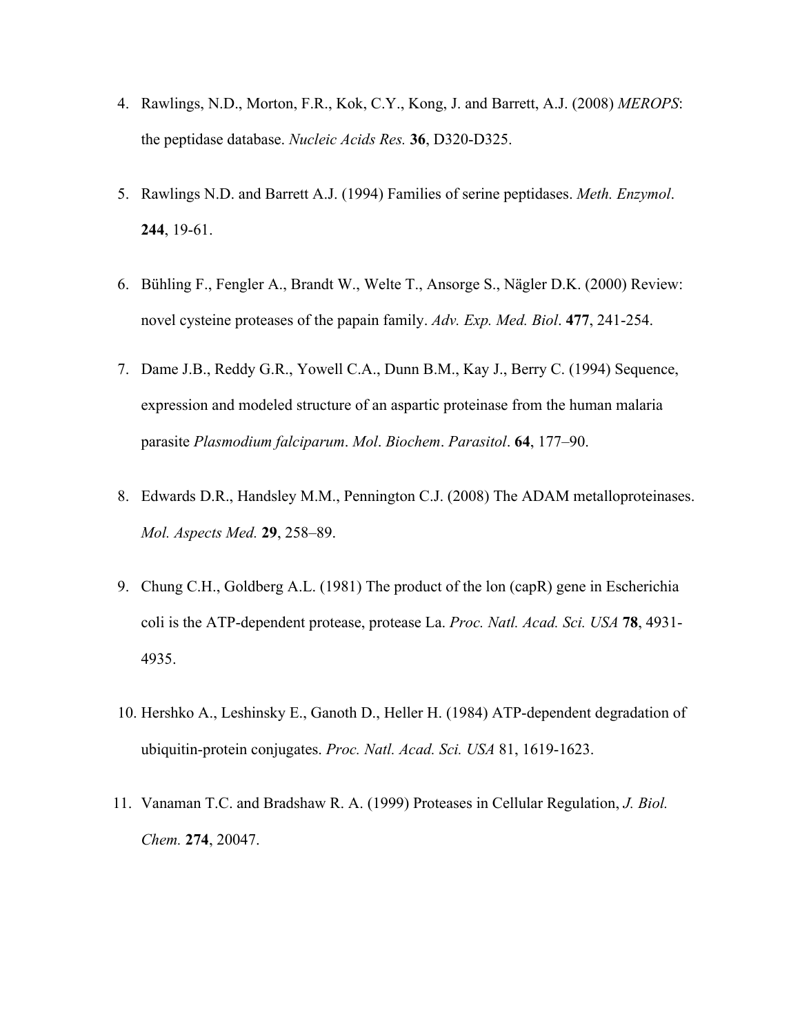4. Rawlings, N.D., Morton, F.R., Kok, C.Y., Kong, J. and Barrett, A.J. (2008) *MEROPS*: the peptidase database. *Nucleic Acids Res.* **36**, D320-D325.

5. Rawlings N.D. and Barrett A.J. (1994) Families of serine peptidases. *Meth. Enzymol*. **244**, 19-61.

6. Bühling F., Fengler A., Brandt W., Welte T., Ansorge S., Nägler D.K. (2000) Review: novel cysteine proteases of the papain family. *Adv. Exp. Med. Biol*. **477**, 241-254.

7. Dame J.B., Reddy G.R., Yowell C.A., Dunn B.M., Kay J., Berry C. (1994) Sequence, expression and modeled structure of an aspartic proteinase from the human malaria parasite *Plasmodium falciparum*. *Mol*. *Biochem*. *Parasitol*. **64**, 177–90.

8. Edwards D.R., Handsley M.M., Pennington C.J. (2008) The ADAM metalloproteinases. *Mol. Aspects Med.* **29**, 258–89.

9. Chung C.H., Goldberg A.L. (1981) The product of the lon (capR) gene in Escherichia coli is the ATP-dependent protease, protease La. *Proc. Natl. Acad. Sci. USA* **78**, 4931-4935.

10. Hershko A., Leshinsky E., Ganoth D., Heller H. (1984) ATP-dependent degradation of ubiquitin-protein conjugates. *Proc. Natl. Acad. Sci. USA* 81, 1619-1623.

11. Vanaman T.C. and Bradshaw R. A. (1999) Proteases in Cellular Regulation, *J. Biol. Chem.* **274**, 20047.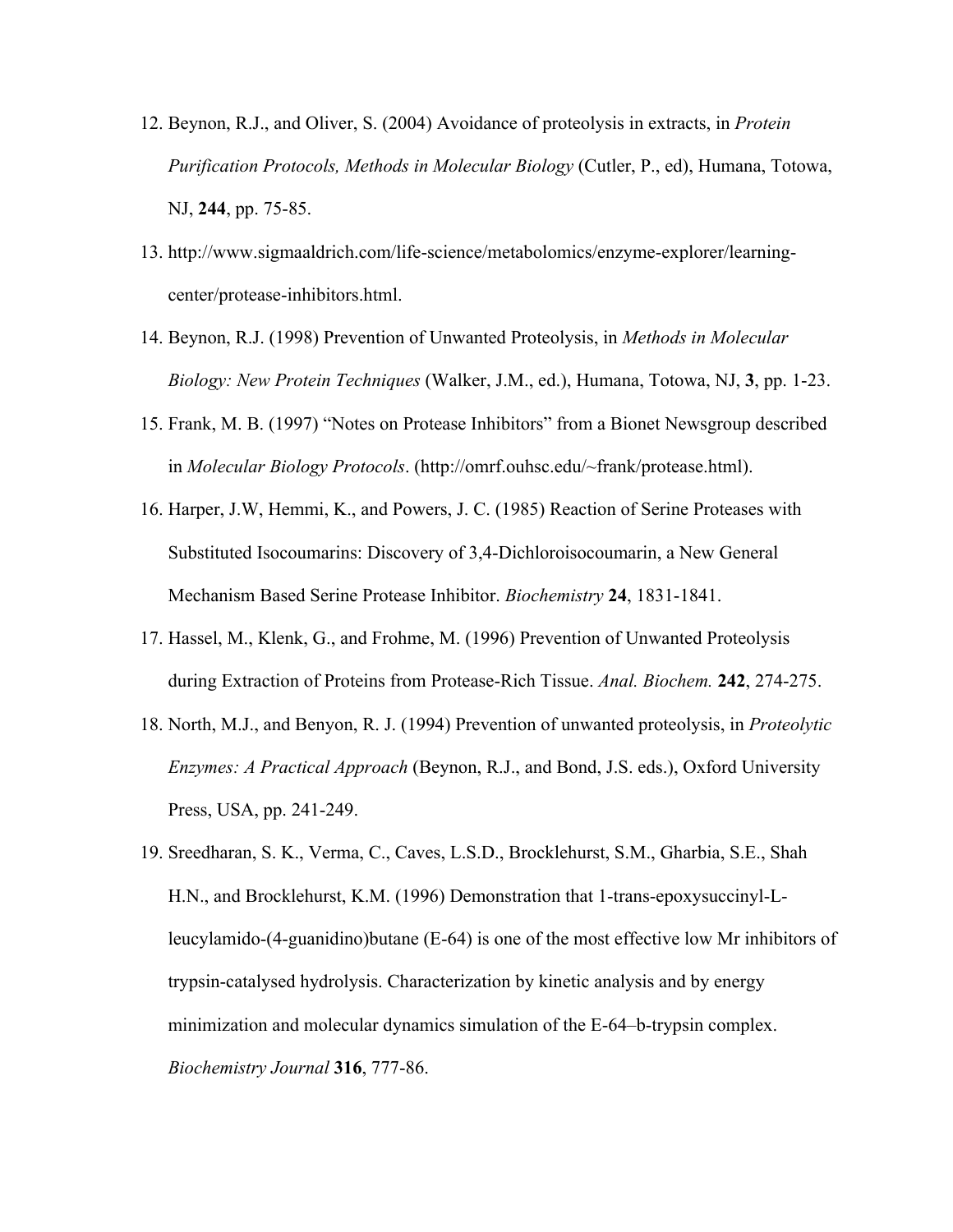12. Beynon, R.J., and Oliver, S. (2004) Avoidance of proteolysis in extracts, in *Protein Purification Protocols, Methods in Molecular Biology* (Cutler, P., ed), Humana, Totowa, NJ, **244**, pp. 75-85.
13. http://www.sigmaaldrich.com/life-science/metabolomics/enzyme-explorer/learning-center/protease-inhibitors.html.
14. Beynon, R.J. (1998) Prevention of Unwanted Proteolysis, in *Methods in Molecular Biology: New Protein Techniques* (Walker, J.M., ed.), Humana, Totowa, NJ, **3**, pp. 1-23.
15. Frank, M. B. (1997) "Notes on Protease Inhibitors" from a Bionet Newsgroup described in *Molecular Biology Protocols*. (http://omrf.ouhsc.edu/~frank/protease.html).
16. Harper, J.W, Hemmi, K., and Powers, J. C. (1985) Reaction of Serine Proteases with Substituted Isocoumarins: Discovery of 3,4-Dichloroisocoumarin, a New General Mechanism Based Serine Protease Inhibitor. *Biochemistry* **24**, 1831-1841.
17. Hassel, M., Klenk, G., and Frohme, M. (1996) Prevention of Unwanted Proteolysis during Extraction of Proteins from Protease-Rich Tissue. *Anal. Biochem.* **242**, 274-275.
18. North, M.J., and Benyon, R. J. (1994) Prevention of unwanted proteolysis, in *Proteolytic Enzymes: A Practical Approach* (Beynon, R.J., and Bond, J.S. eds.), Oxford University Press, USA, pp. 241-249.
19. Sreedharan, S. K., Verma, C., Caves, L.S.D., Brocklehurst, S.M., Gharbia, S.E., Shah H.N., and Brocklehurst, K.M. (1996) Demonstration that 1-trans-epoxysuccinyl-L-leucylamido-(4-guanidino)butane (E-64) is one of the most effective low Mr inhibitors of trypsin-catalysed hydrolysis. Characterization by kinetic analysis and by energy minimization and molecular dynamics simulation of the E-64–b-trypsin complex. *Biochemistry Journal* **316**, 777-86.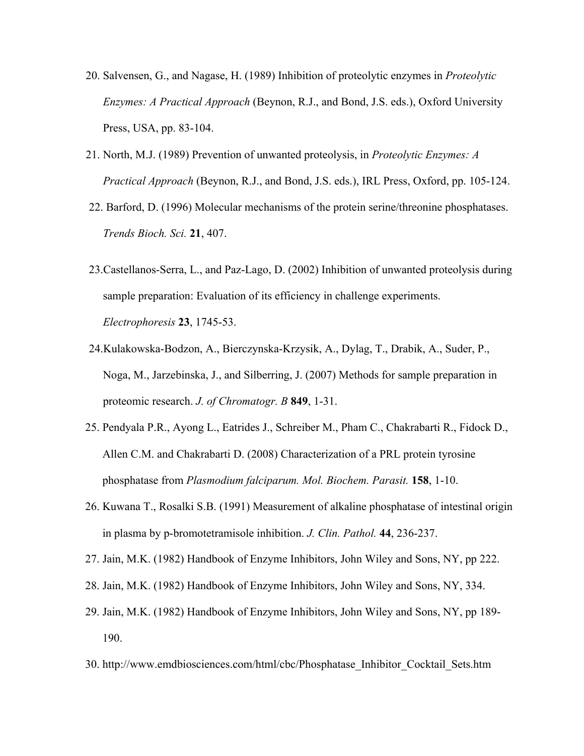20. Salvensen, G., and Nagase, H. (1989) Inhibition of proteolytic enzymes in *Proteolytic Enzymes: A Practical Approach* (Beynon, R.J., and Bond, J.S. eds.), Oxford University Press, USA, pp. 83-104.

21. North, M.J. (1989) Prevention of unwanted proteolysis, in *Proteolytic Enzymes: A Practical Approach* (Beynon, R.J., and Bond, J.S. eds.), IRL Press, Oxford, pp. 105-124.

22. Barford, D. (1996) Molecular mechanisms of the protein serine/threonine phosphatases. *Trends Bioch. Sci.* **21**, 407.

23. Castellanos-Serra, L., and Paz-Lago, D. (2002) Inhibition of unwanted proteolysis during sample preparation: Evaluation of its efficiency in challenge experiments. *Electrophoresis* **23**, 1745-53.

24. Kulakowska-Bodzon, A., Bierczynska-Krzysik, A., Dylag, T., Drabik, A., Suder, P., Noga, M., Jarzebinska, J., and Silberring, J. (2007) Methods for sample preparation in proteomic research. *J. of Chromatogr. B* **849**, 1-31.

25. Pendyala P.R., Ayong L., Eatrides J., Schreiber M., Pham C., Chakrabarti R., Fidock D., Allen C.M. and Chakrabarti D. (2008) Characterization of a PRL protein tyrosine phosphatase from *Plasmodium falciparum. Mol. Biochem. Parasit.* **158**, 1-10.

26. Kuwana T., Rosalki S.B. (1991) Measurement of alkaline phosphatase of intestinal origin in plasma by p-bromotetramisole inhibition. *J. Clin. Pathol.* **44**, 236-237.

27. Jain, M.K. (1982) Handbook of Enzyme Inhibitors, John Wiley and Sons, NY, pp 222.

28. Jain, M.K. (1982) Handbook of Enzyme Inhibitors, John Wiley and Sons, NY, 334.

29. Jain, M.K. (1982) Handbook of Enzyme Inhibitors, John Wiley and Sons, NY, pp 189-190.

30. http://www.emdbiosciences.com/html/cbc/Phosphatase_Inhibitor_Cocktail_Sets.htm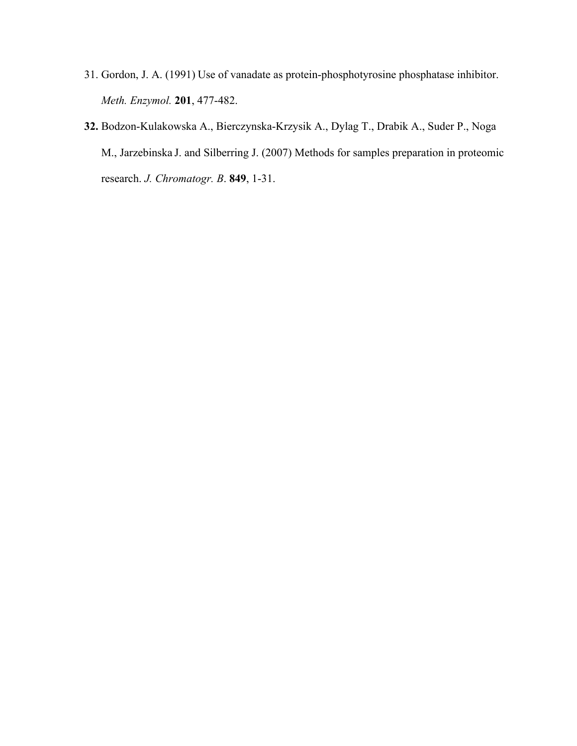31. Gordon, J. A. (1991) Use of vanadate as protein-phosphotyrosine phosphatase inhibitor. *Meth. Enzymol.* **201**, 477-482.

**32.** Bodzon-Kulakowska A., Bierczynska-Krzysik A., Dylag T., Drabik A., Suder P., Noga M., Jarzebinska J. and Silberring J. (2007) Methods for samples preparation in proteomic research. *J. Chromatogr. B*. **849**, 1-31.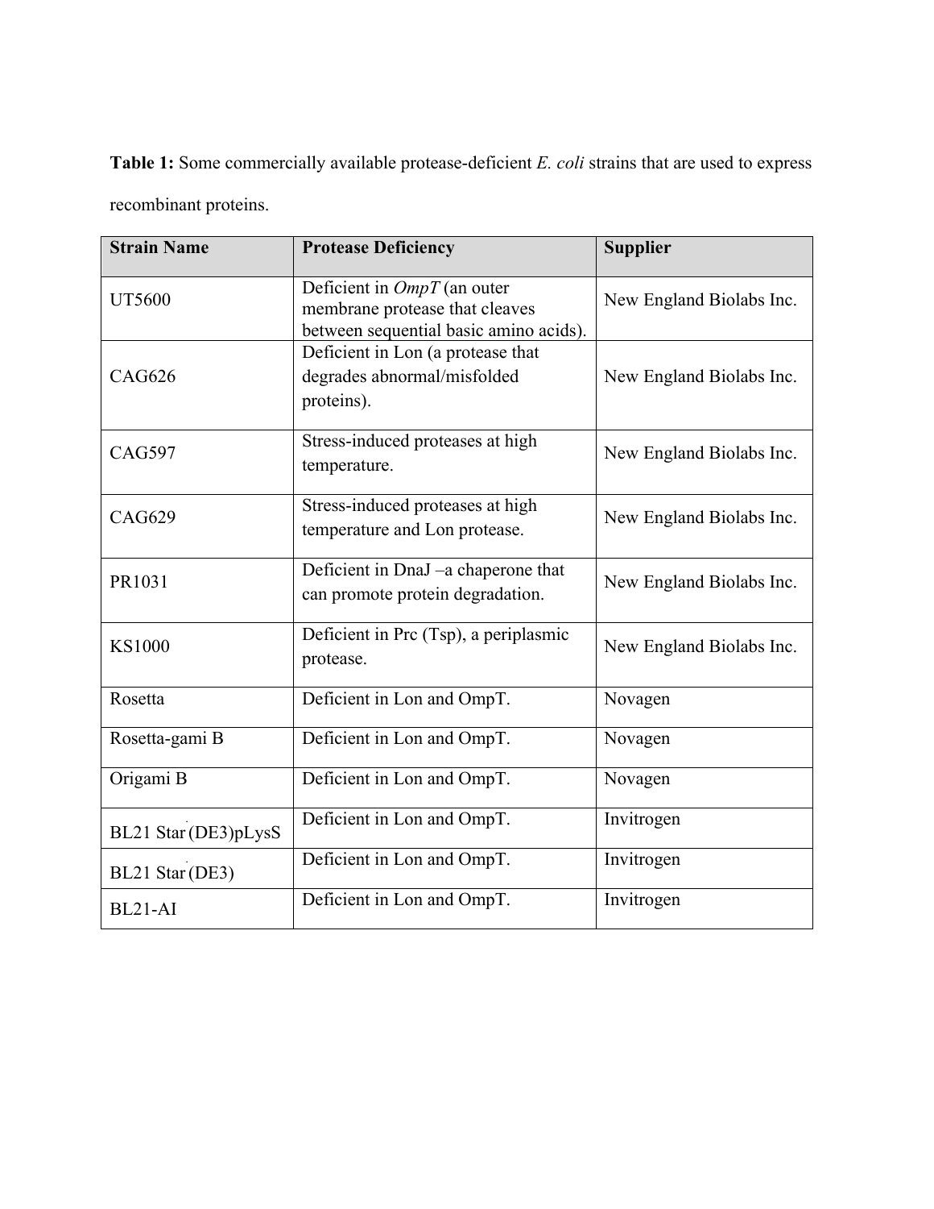**Table 1:** Some commercially available protease-deficient *E. coli* strains that are used to express recombinant proteins.

| **Strain Name** | **Protease Deficiency** | **Supplier** |
|---|---|---|
| UT5600 | Deficient in *OmpT* (an outer membrane protease that cleaves between sequential basic amino acids). | New England Biolabs Inc. |
| CAG626 | Deficient in Lon (a protease that degrades abnormal/misfolded proteins). | New England Biolabs Inc. |
| CAG597 | Stress-induced proteases at high temperature. | New England Biolabs Inc. |
| CAG629 | Stress-induced proteases at high temperature and Lon protease. | New England Biolabs Inc. |
| PR1031 | Deficient in DnaJ –a chaperone that can promote protein degradation. | New England Biolabs Inc. |
| KS1000 | Deficient in Prc (Tsp), a periplasmic protease. | New England Biolabs Inc. |
| Rosetta | Deficient in Lon and OmpT. | Novagen |
| Rosetta-gami B | Deficient in Lon and OmpT. | Novagen |
| Origami B | Deficient in Lon and OmpT. | Novagen |
| BL21 Star (DE3)pLysS | Deficient in Lon and OmpT. | Invitrogen |
| BL21 Star (DE3) | Deficient in Lon and OmpT. | Invitrogen |
| BL21-AI | Deficient in Lon and OmpT. | Invitrogen |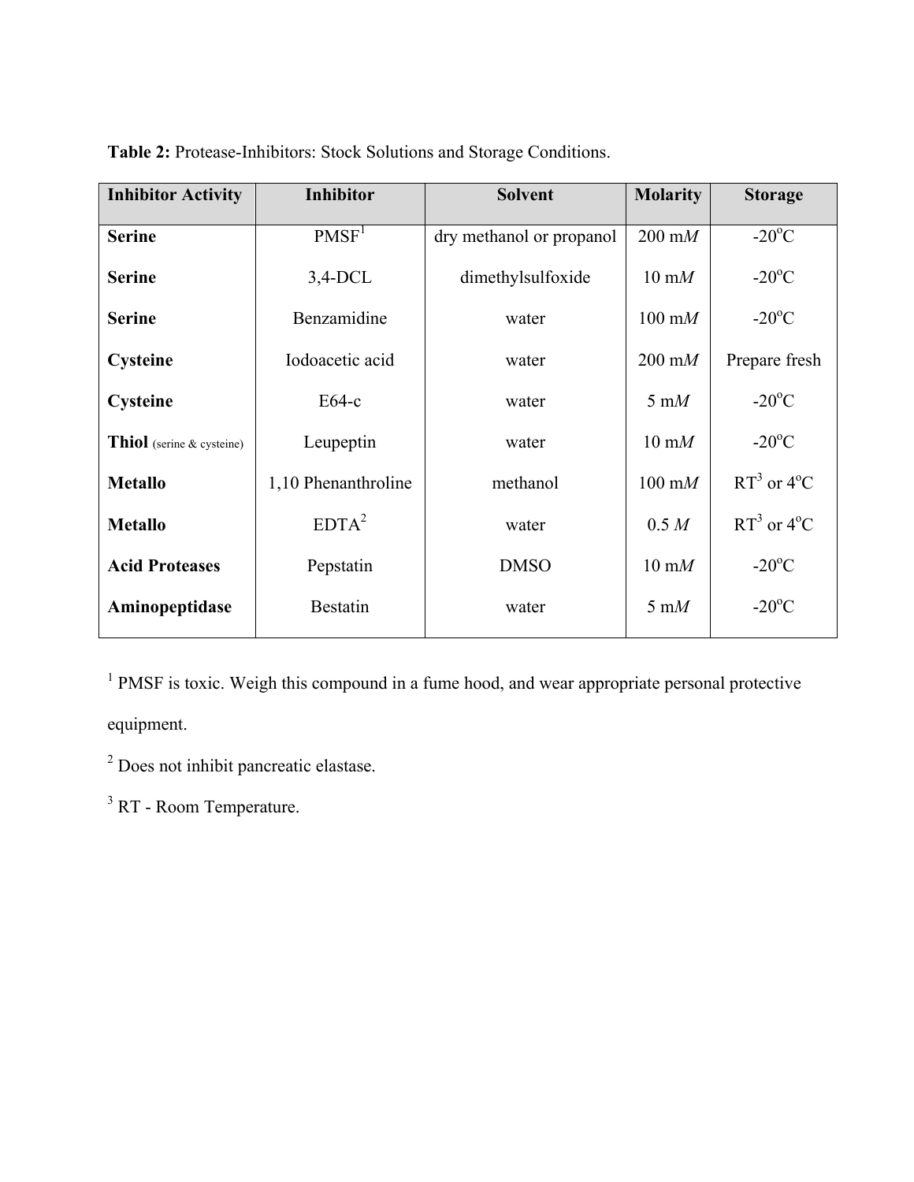**Table 2:** Protease-Inhibitors: Stock Solutions and Storage Conditions.

| Inhibitor Activity | Inhibitor | Solvent | Molarity | Storage |
|---|---|---|---|---|
| **Serine** | PMSF[1] | dry methanol or propanol | 200 m*M* | -20°C |
| **Serine** | 3,4-DCL | dimethylsulfoxide | 10 m*M* | -20°C |
| **Serine** | Benzamidine | water | 100 m*M* | -20°C |
| **Cysteine** | Iodoacetic acid | water | 200 m*M* | Prepare fresh |
| **Cysteine** | E64-c | water | 5 m*M* | -20°C |
| **Thiol** (serine & cysteine) | Leupeptin | water | 10 m*M* | -20°C |
| **Metallo** | 1,10 Phenanthroline | methanol | 100 m*M* | RT[3] or 4°C |
| **Metallo** | EDTA[2] | water | 0.5 *M* | RT[3] or 4°C |
| **Acid Proteases** | Pepstatin | DMSO | 10 m*M* | -20°C |
| **Aminopeptidase** | Bestatin | water | 5 m*M* | -20°C |

[1] PMSF is toxic. Weigh this compound in a fume hood, and wear appropriate personal protective equipment.

[2] Does not inhibit pancreatic elastase.

[3] RT - Room Temperature.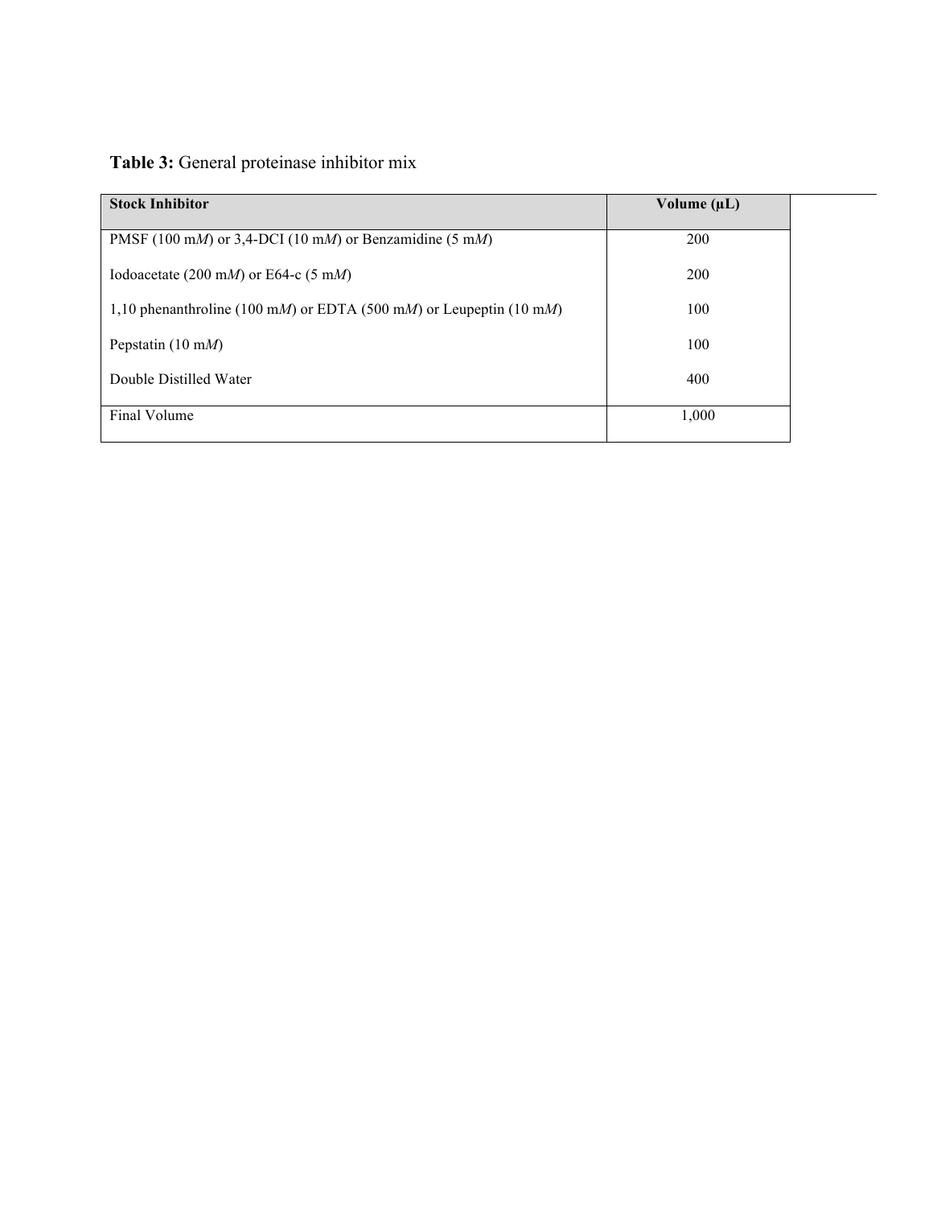**Table 3:** General proteinase inhibitor mix

| Stock Inhibitor | Volume (µL) |
|---|---|
| PMSF (100 m*M*) or 3,4-DCI (10 m*M*) or Benzamidine (5 m*M*) | 200 |
| Iodoacetate (200 m*M*) or E64-c (5 m*M*) | 200 |
| 1,10 phenanthroline (100 m*M*) or EDTA (500 m*M*) or Leupeptin (10 m*M*) | 100 |
| Pepstatin (10 m*M*) | 100 |
| Double Distilled Water | 400 |
| Final Volume | 1,000 |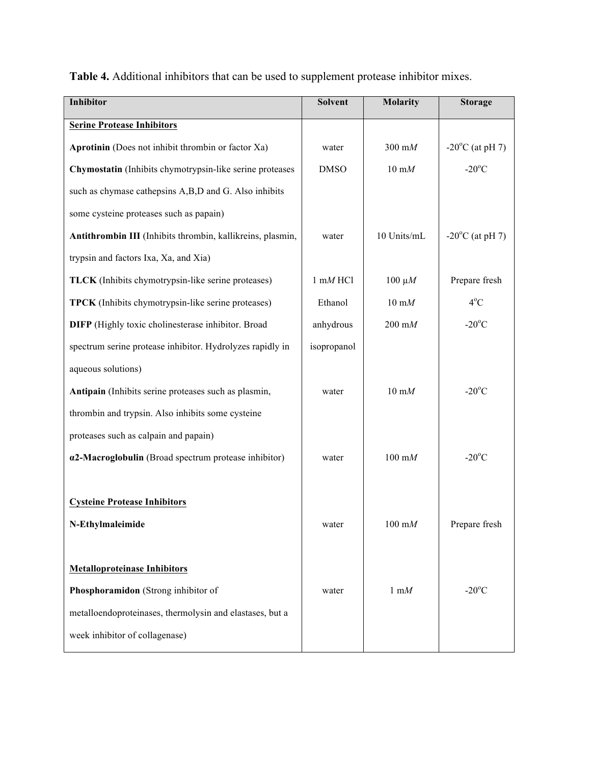**Table 4.** Additional inhibitors that can be used to supplement protease inhibitor mixes.

| Inhibitor | Solvent | Molarity | Storage |
|---|---|---|---|
| <u>**Serine Protease Inhibitors**</u> | | | |
| **Aprotinin** (Does not inhibit thrombin or factor Xa) | water | 300 m*M* | -20°C (at pH 7) |
| **Chymostatin** (Inhibits chymotrypsin-like serine proteases such as chymase cathepsins A,B,D and G. Also inhibits some cysteine proteases such as papain) | DMSO | 10 m*M* | -20°C |
| **Antithrombin III** (Inhibits thrombin, kallikreins, plasmin, trypsin and factors Ixa, Xa, and Xia) | water | 10 Units/mL | -20°C (at pH 7) |
| **TLCK** (Inhibits chymotrypsin-like serine proteases) | 1 m*M* HCl | 100 μ*M* | Prepare fresh |
| **TPCK** (Inhibits chymotrypsin-like serine proteases) | Ethanol | 10 m*M* | 4°C |
| **DIFP** (Highly toxic cholinesterase inhibitor. Broad spectrum serine protease inhibitor. Hydrolyzes rapidly in aqueous solutions) | anhydrous isopropanol | 200 m*M* | -20°C |
| **Antipain** (Inhibits serine proteases such as plasmin, thrombin and trypsin. Also inhibits some cysteine proteases such as calpain and papain) | water | 10 m*M* | -20°C |
| **α2-Macroglobulin** (Broad spectrum protease inhibitor) | water | 100 m*M* | -20°C |
| <u>**Cysteine Protease Inhibitors**</u> | | | |
| **N-Ethylmaleimide** | water | 100 m*M* | Prepare fresh |
| <u>**Metalloproteinase Inhibitors**</u> | | | |
| **Phosphoramidon** (Strong inhibitor of metalloendoproteinases, thermolysin and elastases, but a week inhibitor of collagenase) | water | 1 m*M* | -20°C |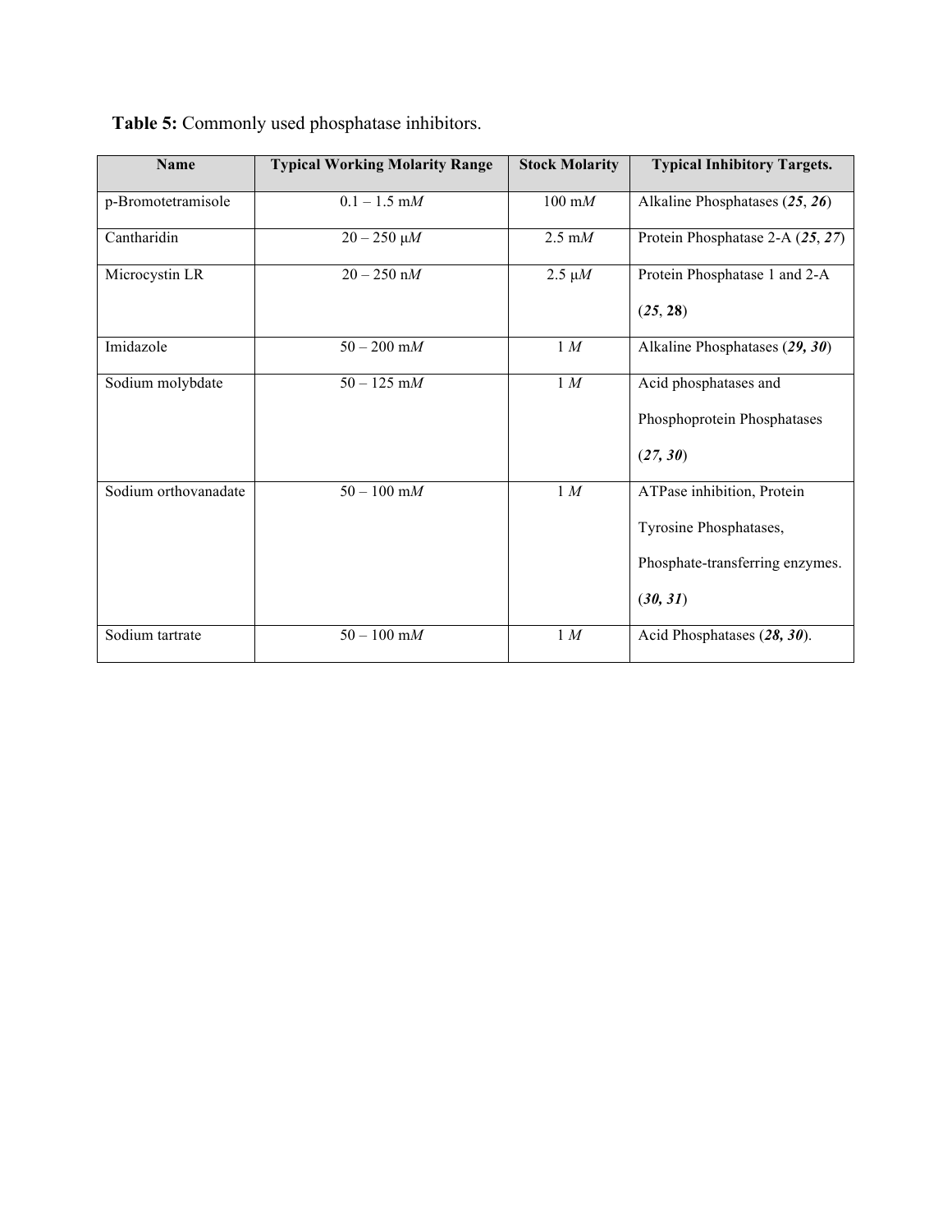**Table 5:** Commonly used phosphatase inhibitors.

| Name | Typical Working Molarity Range | Stock Molarity | Typical Inhibitory Targets. |
|---|---|---|---|
| p-Bromotetramisole | 0.1 – 1.5 m*M* | 100 m*M* | Alkaline Phosphatases (***25***, ***26***) |
| Cantharidin | 20 – 250 μ*M* | 2.5 m*M* | Protein Phosphatase 2-A (***25***, ***27***) |
| Microcystin LR | 20 – 250 n*M* | 2.5 μ*M* | Protein Phosphatase 1 and 2-A (***25***, **28**) |
| Imidazole | 50 – 200 m*M* | 1 *M* | Alkaline Phosphatases (***29, 30***) |
| Sodium molybdate | 50 – 125 m*M* | 1 *M* | Acid phosphatases and Phosphoprotein Phosphatases (***27, 30***) |
| Sodium orthovanadate | 50 – 100 m*M* | 1 *M* | ATPase inhibition, Protein Tyrosine Phosphatases, Phosphate-transferring enzymes. (***30, 31***) |
| Sodium tartrate | 50 – 100 m*M* | 1 *M* | Acid Phosphatases (***28, 30***). |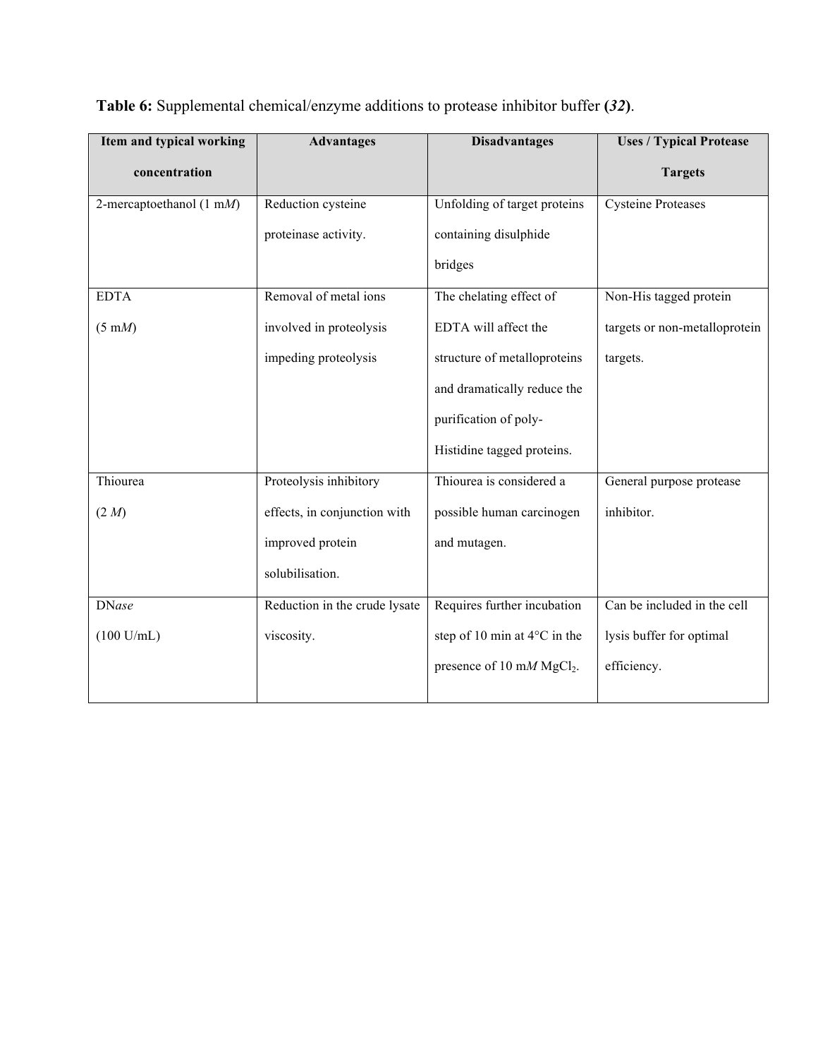**Table 6:** Supplemental chemical/enzyme additions to protease inhibitor buffer **(*32*)**.

| Item and typical working concentration | Advantages | Disadvantages | Uses / Typical Protease Targets |
|---|---|---|---|
| 2-mercaptoethanol (1 m*M*) | Reduction cysteine proteinase activity. | Unfolding of target proteins containing disulphide bridges | Cysteine Proteases |
| EDTA (5 m*M*) | Removal of metal ions involved in proteolysis impeding proteolysis | The chelating effect of EDTA will affect the structure of metalloproteins and dramatically reduce the purification of poly-Histidine tagged proteins. | Non-His tagged protein targets or non-metalloprotein targets. |
| Thiourea (2 *M*) | Proteolysis inhibitory effects, in conjunction with improved protein solubilisation. | Thiourea is considered a possible human carcinogen and mutagen. | General purpose protease inhibitor. |
| DN*ase* (100 U/mL) | Reduction in the crude lysate viscosity. | Requires further incubation step of 10 min at 4°C in the presence of 10 m*M* $MgCl_2$. | Can be included in the cell lysis buffer for optimal efficiency. |